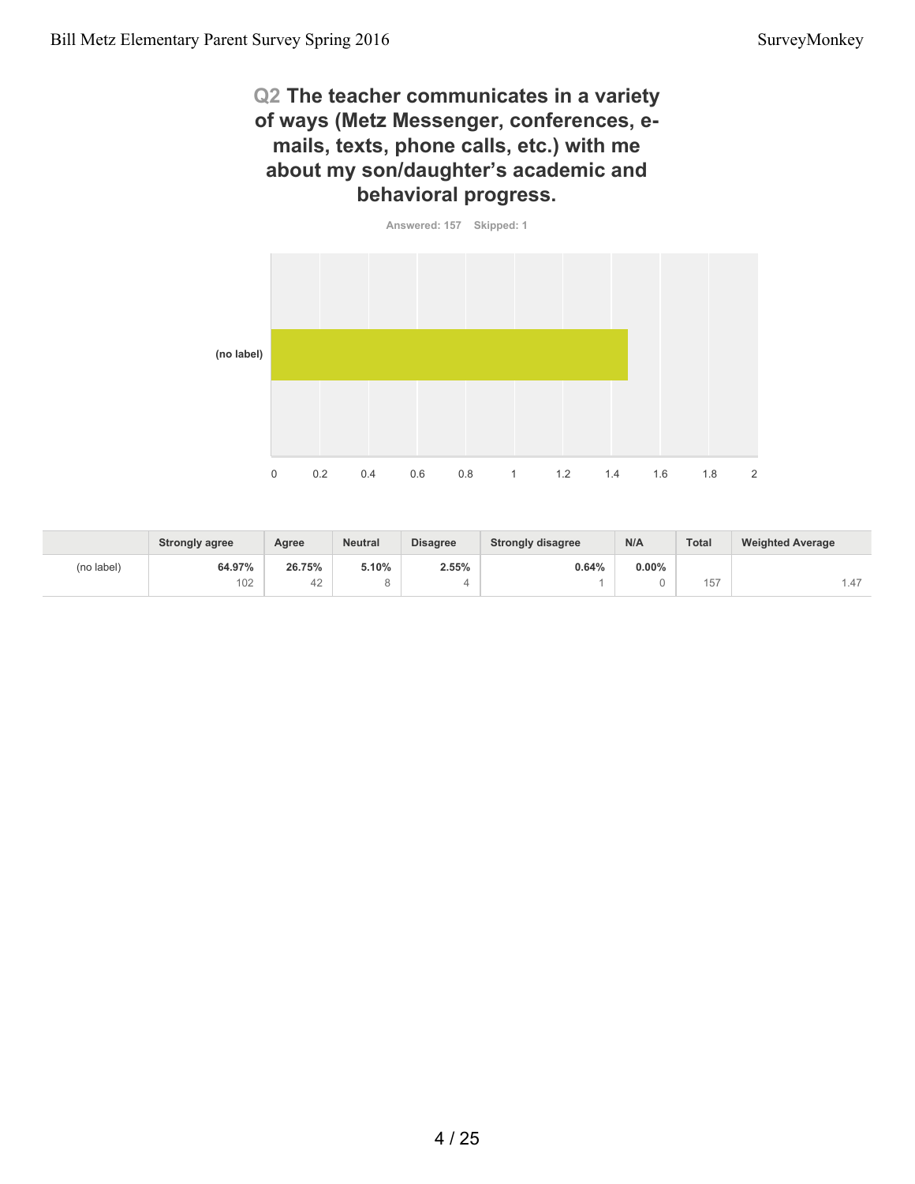## Q2 The teacher communicates in a variety of ways (Metz Messenger, conferences, e-mails, texts, phone calls, etc.) with me about my son/daughter's academic and behavioral progress.

Answered: 157 Skipped: 1

(no label)

0 0.2 0.4 0.6 0.8 1 1.2 1.4 1.6 1.8 2

| | Strongly agree | Agree | Neutral | Disagree | Strongly disagree | N/A | Total | Weighted Average |
|---|---|---|---|---|---|---|---|---|
| (no label) | **64.97%** 102 | **26.75%** 42 | **5.10%** 8 | **2.55%** 4 | **0.64%** 1 | **0.00%** 0 | 157 | 1.47 |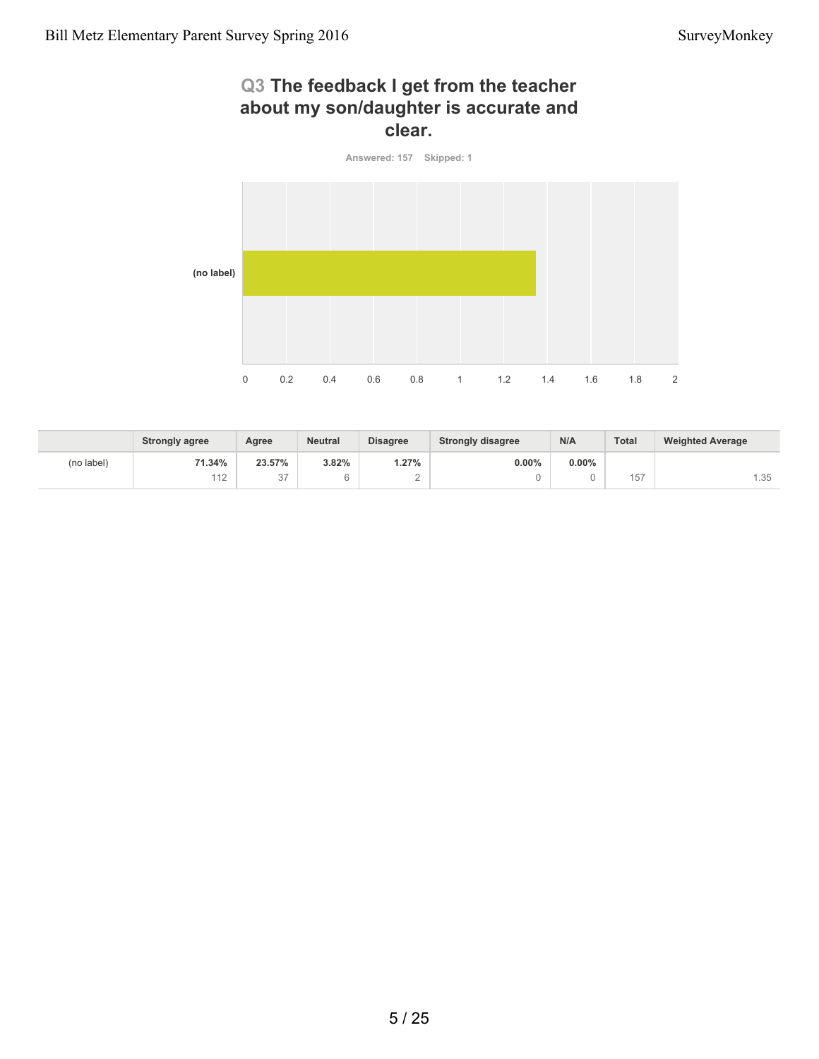## Q3 The feedback I get from the teacher about my son/daughter is accurate and clear.

Answered: 157 Skipped: 1

|  | Strongly agree | Agree | Neutral | Disagree | Strongly disagree | N/A | Total | Weighted Average |
|---|---|---|---|---|---|---|---|---|
| (no label) | **71.34%** | **23.57%** | **3.82%** | **1.27%** | **0.00%** | **0.00%** |  |  |
|  | 112 | 37 | 6 | 2 | 0 | 0 | 157 | 1.35 |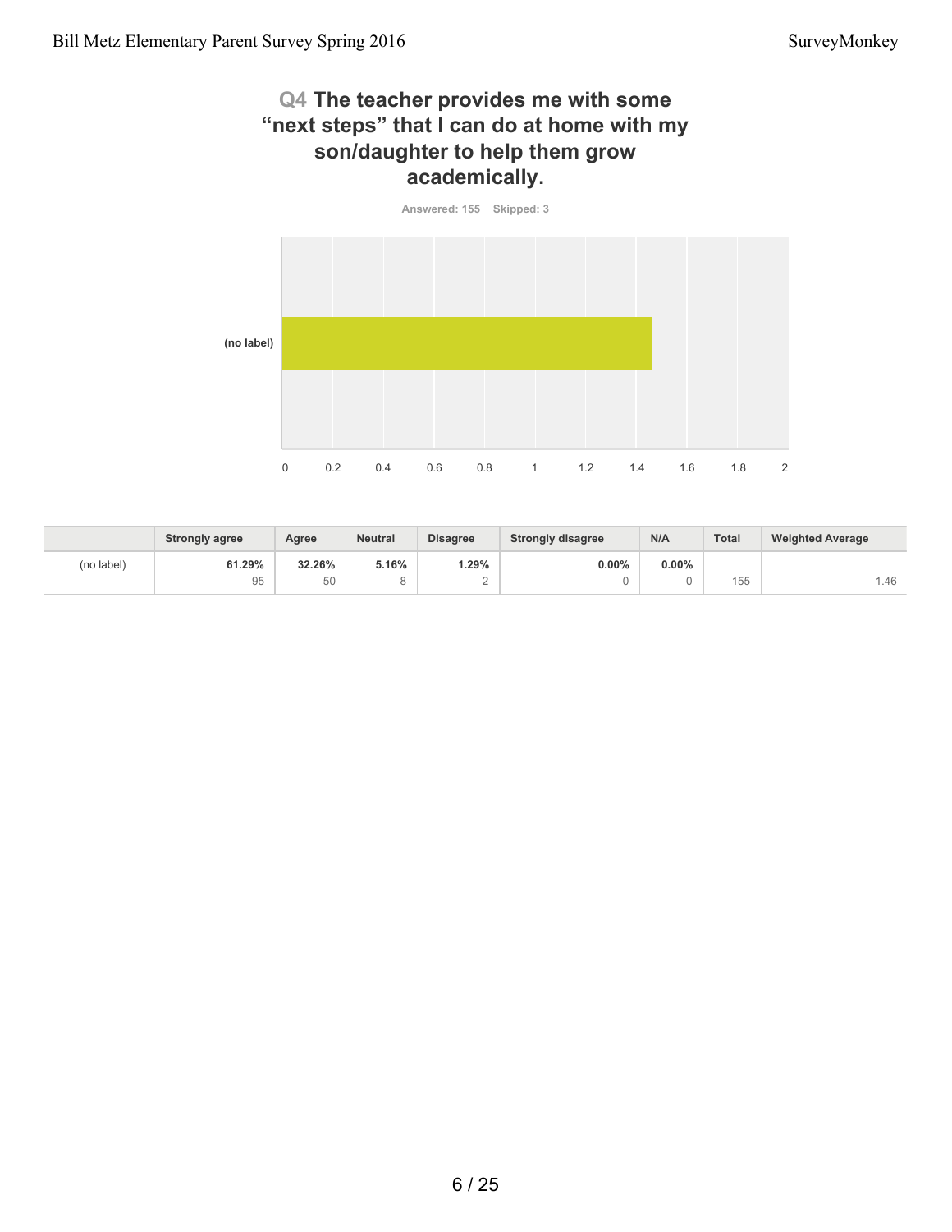## Q4 The teacher provides me with some "next steps" that I can do at home with my son/daughter to help them grow academically.

Answered: 155 Skipped: 3

|  | Strongly agree | Agree | Neutral | Disagree | Strongly disagree | N/A | Total | Weighted Average |
|---|---|---|---|---|---|---|---|---|
| (no label) | **61.29%** 95 | **32.26%** 50 | **5.16%** 8 | **1.29%** 2 | **0.00%** 0 | **0.00%** 0 | 155 | 1.46 |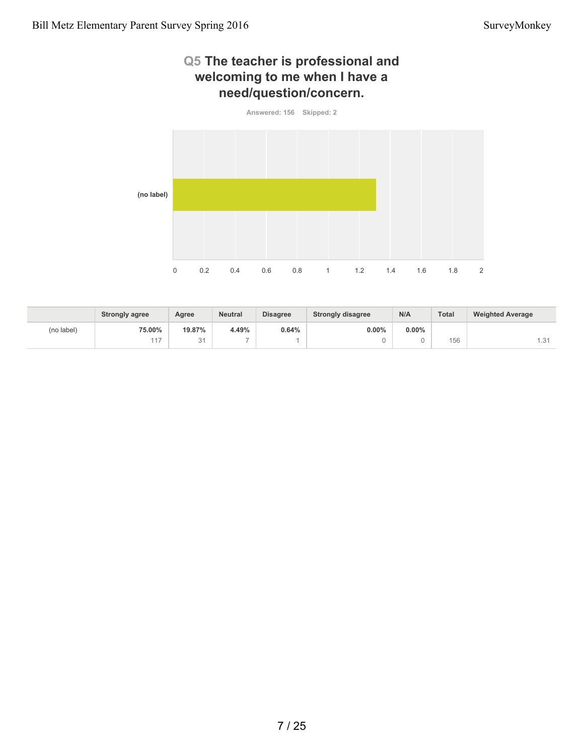## Q5 The teacher is professional and welcoming to me when I have a need/question/concern.

Answered: 156 Skipped: 2

|  | Strongly agree | Agree | Neutral | Disagree | Strongly disagree | N/A | Total | Weighted Average |
|---|---|---|---|---|---|---|---|---|
| (no label) | 75.00% | 19.87% | 4.49% | 0.64% | 0.00% | 0.00% |  |  |
|  | 117 | 31 | 7 | 1 | 0 | 0 | 156 | 1.31 |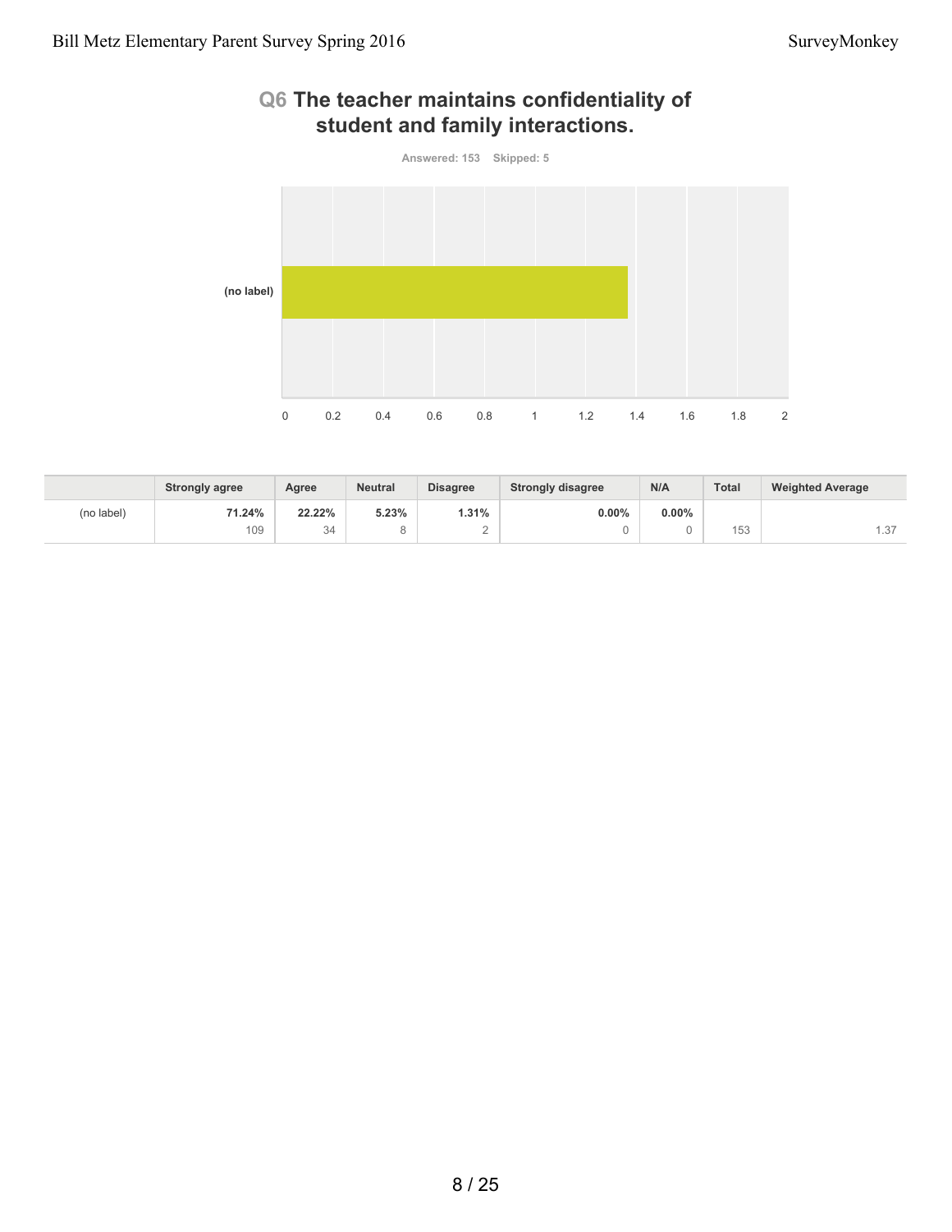# Q6 The teacher maintains confidentiality of student and family interactions.

Answered: 153 Skipped: 5

(no label)

0 0.2 0.4 0.6 0.8 1 1.2 1.4 1.6 1.8 2

| | Strongly agree | Agree | Neutral | Disagree | Strongly disagree | N/A | Total | Weighted Average |
|---|---|---|---|---|---|---|---|---|
| (no label) | **71.24%**<br>109 | **22.22%**<br>34 | **5.23%**<br>8 | **1.31%**<br>2 | **0.00%**<br>0 | **0.00%**<br>0 | 153 | 1.37 |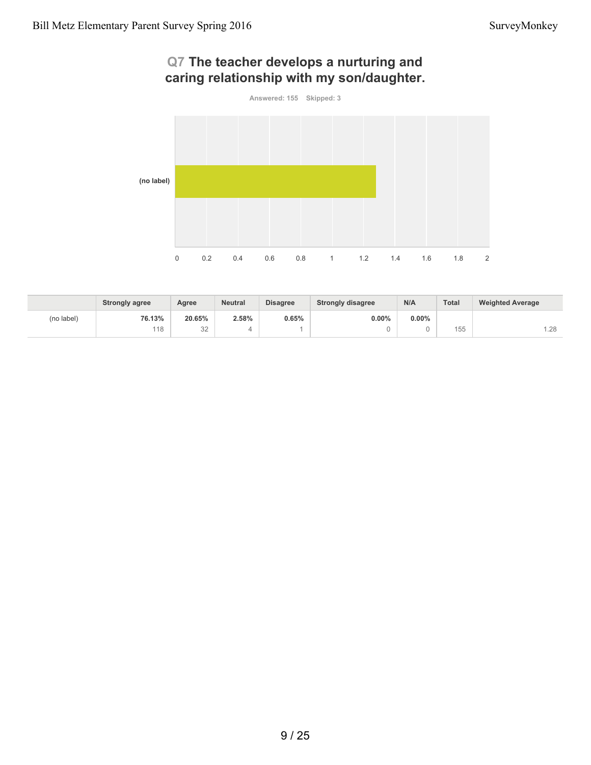## Q7 The teacher develops a nurturing and caring relationship with my son/daughter.

Answered: 155 Skipped: 3

| | Strongly agree | Agree | Neutral | Disagree | Strongly disagree | N/A | Total | Weighted Average |
|---|---|---|---|---|---|---|---|---|
| (no label) | **76.13%** 118 | **20.65%** 32 | **2.58%** 4 | **0.65%** 1 | **0.00%** 0 | **0.00%** 0 | 155 | 1.28 |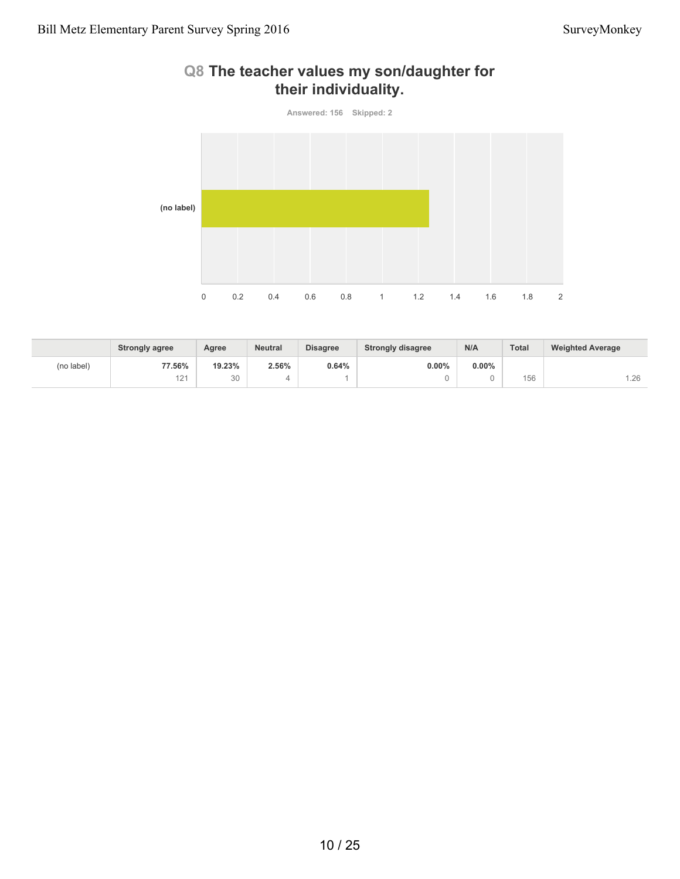## Q8 The teacher values my son/daughter for their individuality.

Answered: 156 Skipped: 2

(no label)

0 0.2 0.4 0.6 0.8 1 1.2 1.4 1.6 1.8 2

| | Strongly agree | Agree | Neutral | Disagree | Strongly disagree | N/A | Total | Weighted Average |
|---|---|---|---|---|---|---|---|---|
| (no label) | **77.56%**<br>121 | **19.23%**<br>30 | **2.56%**<br>4 | **0.64%**<br>1 | **0.00%**<br>0 | **0.00%**<br>0 | 156 | 1.26 |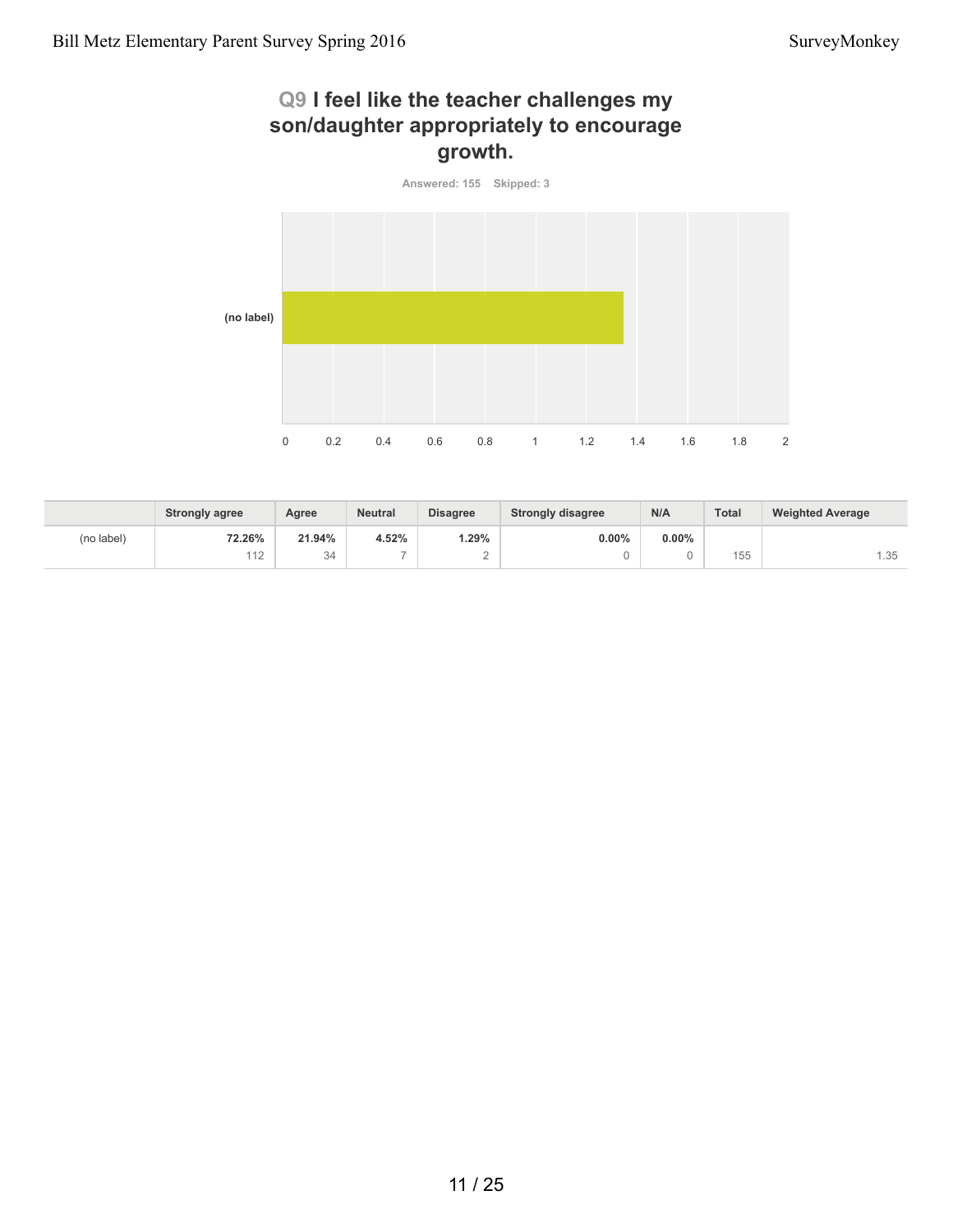## Q9 I feel like the teacher challenges my son/daughter appropriately to encourage growth.

Answered: 155 Skipped: 3

|  | Strongly agree | Agree | Neutral | Disagree | Strongly disagree | N/A | Total | Weighted Average |
|---|---|---|---|---|---|---|---|---|
| (no label) | **72.26%** 112 | **21.94%** 34 | **4.52%** 7 | **1.29%** 2 | **0.00%** 0 | **0.00%** 0 | 155 | 1.35 |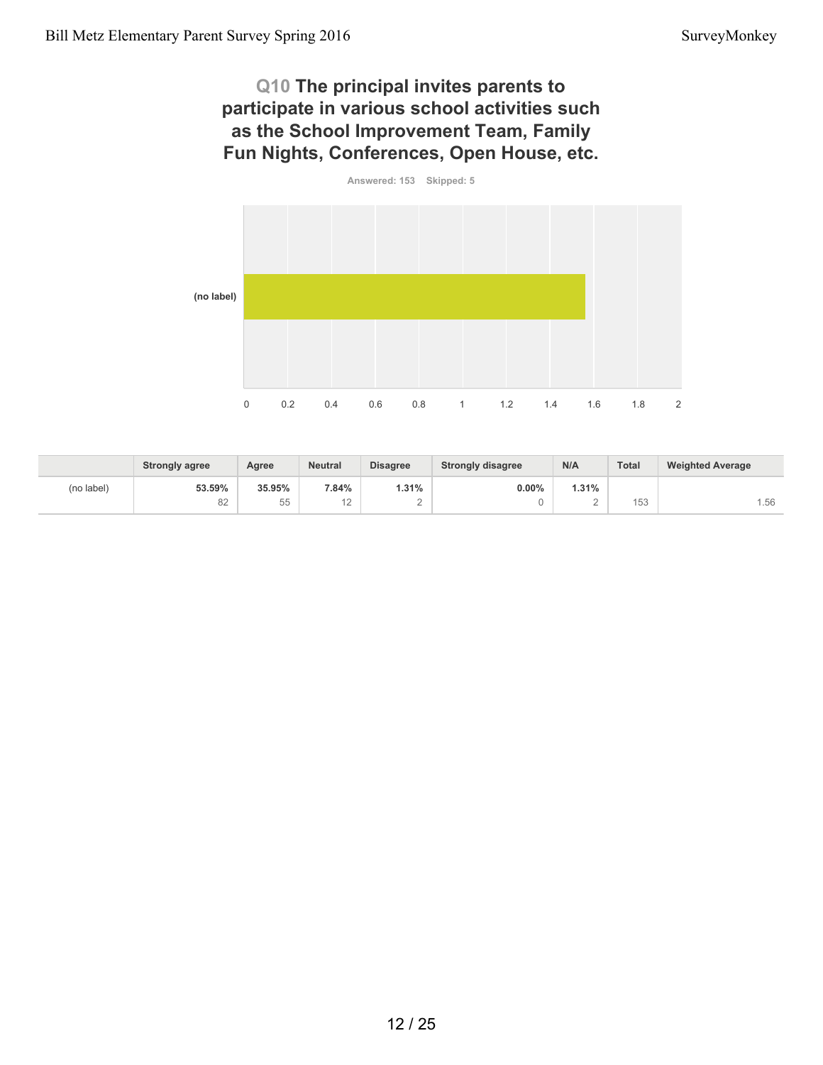## Q10 The principal invites parents to participate in various school activities such as the School Improvement Team, Family Fun Nights, Conferences, Open House, etc.

Answered: 153 Skipped: 5

|  | Strongly agree | Agree | Neutral | Disagree | Strongly disagree | N/A | Total | Weighted Average |
|---|---|---|---|---|---|---|---|---|
| (no label) | **53.59%** 82 | **35.95%** 55 | **7.84%** 12 | **1.31%** 2 | **0.00%** 0 | **1.31%** 2 | 153 | 1.56 |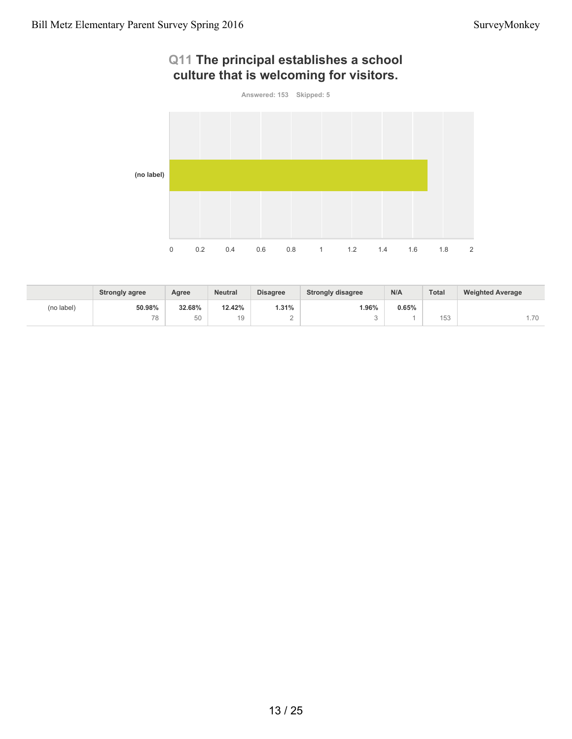## Q11 The principal establishes a school culture that is welcoming for visitors.

Answered: 153 Skipped: 5

| | Strongly agree | Agree | Neutral | Disagree | Strongly disagree | N/A | Total | Weighted Average |
|---|---|---|---|---|---|---|---|---|
| (no label) | **50.98%** 78 | **32.68%** 50 | **12.42%** 19 | **1.31%** 2 | **1.96%** 3 | **0.65%** 1 | 153 | 1.70 |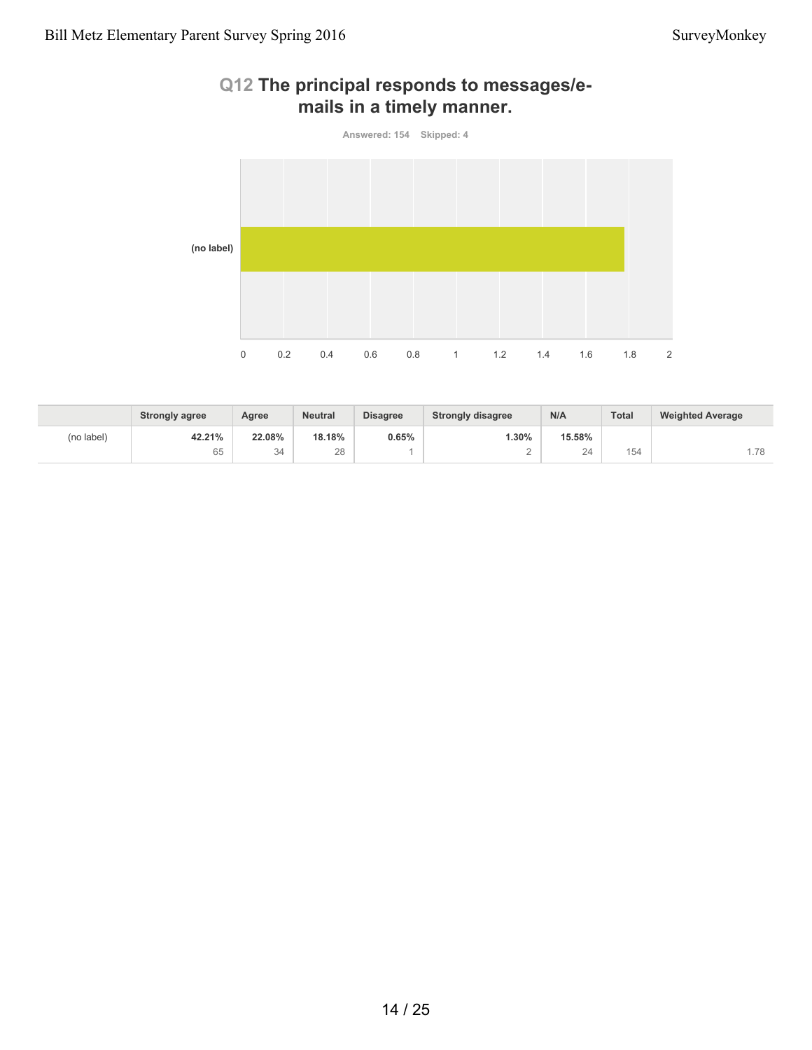## Q12 The principal responds to messages/e-mails in a timely manner.

Answered: 154 Skipped: 4

|  | Strongly agree | Agree | Neutral | Disagree | Strongly disagree | N/A | Total | Weighted Average |
|---|---|---|---|---|---|---|---|---|
| (no label) | 42.21%<br>65 | 22.08%<br>34 | 18.18%<br>28 | 0.65%<br>1 | 1.30%<br>2 | 15.58%<br>24 | 154 | 1.78 |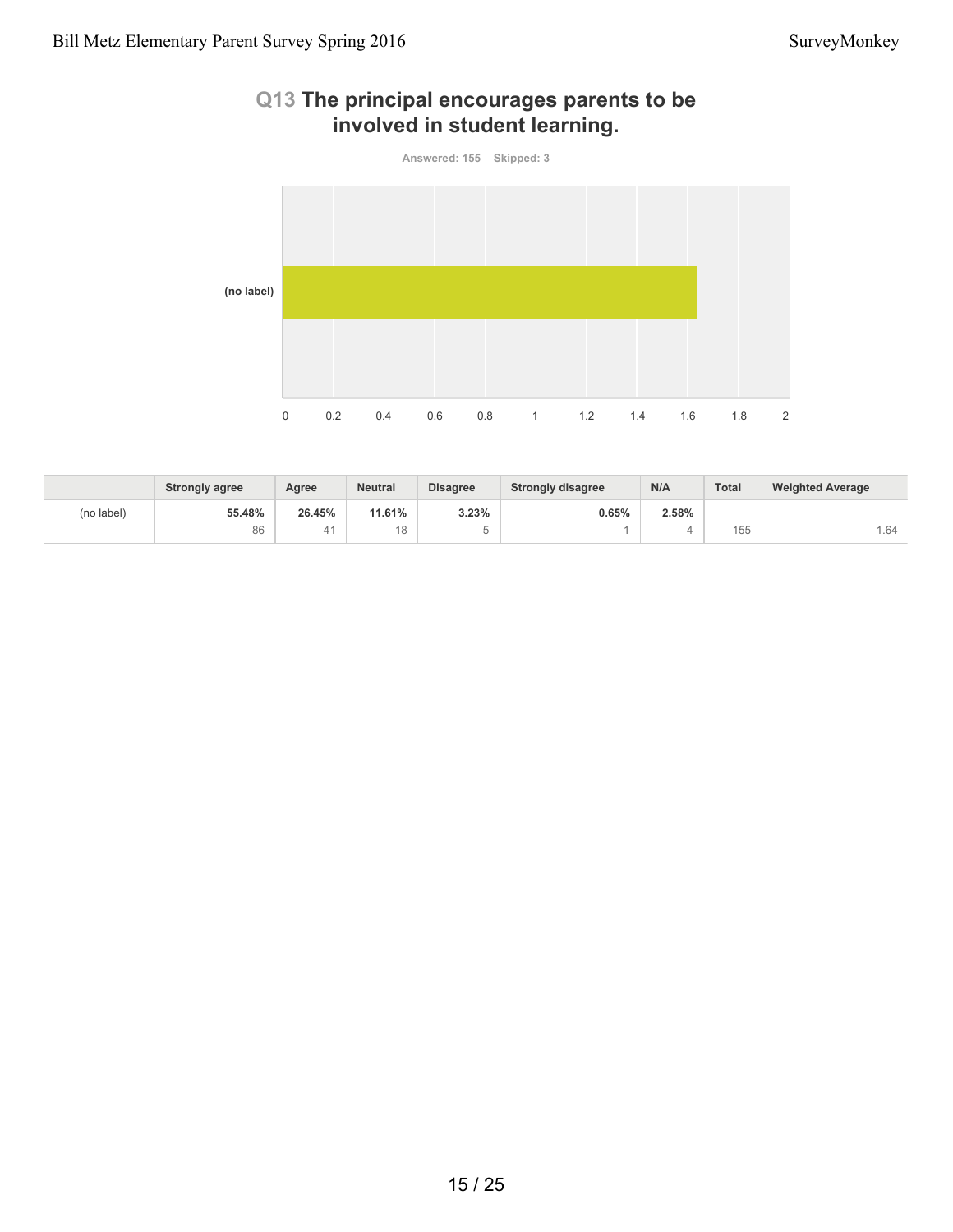## Q13 The principal encourages parents to be involved in student learning.

Answered: 155 Skipped: 3

| | Strongly agree | Agree | Neutral | Disagree | Strongly disagree | N/A | Total | Weighted Average |
|---|---|---|---|---|---|---|---|---|
| (no label) | **55.48%** 86 | **26.45%** 41 | **11.61%** 18 | **3.23%** 5 | **0.65%** 1 | **2.58%** 4 | 155 | 1.64 |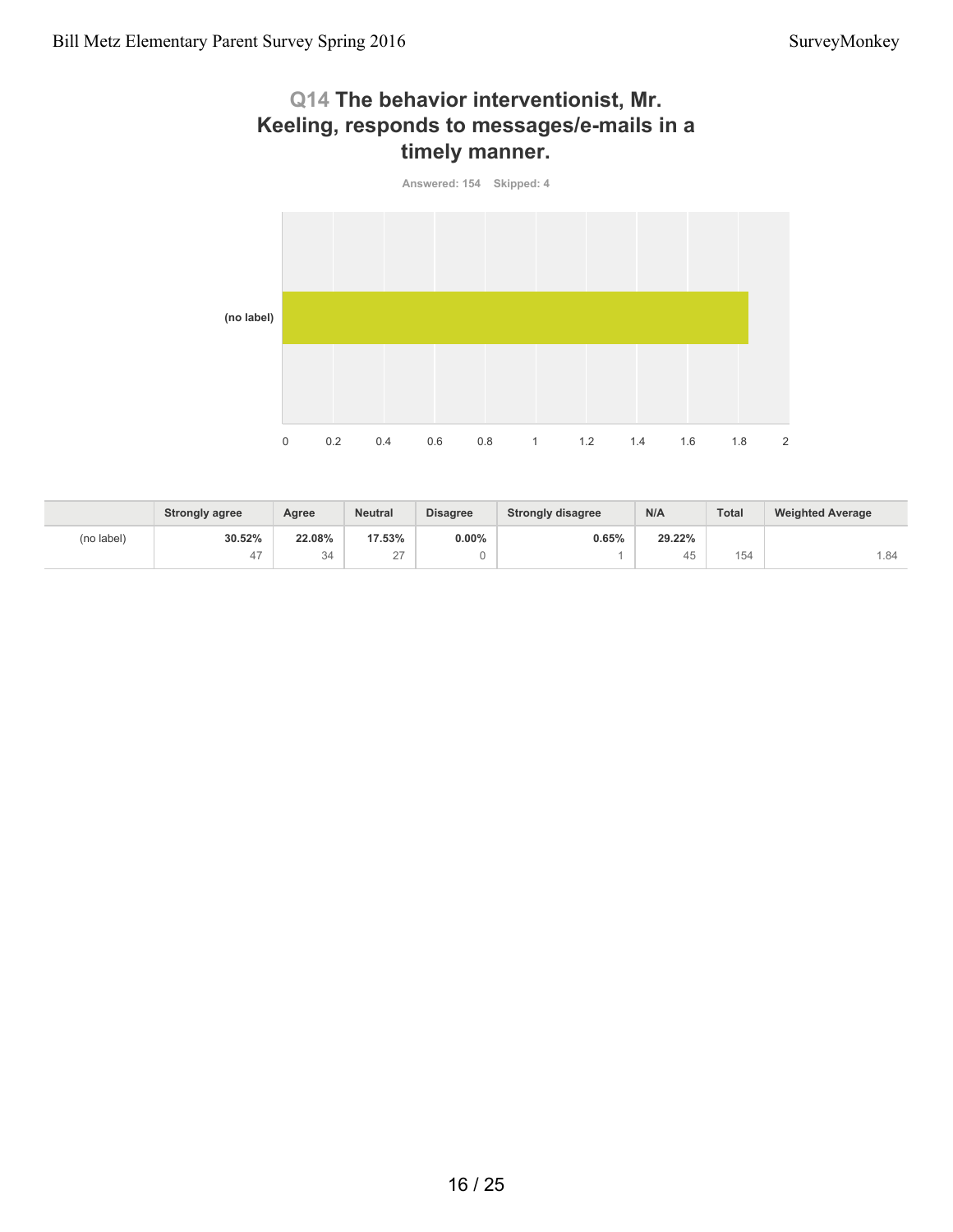## Q14 The behavior interventionist, Mr. Keeling, responds to messages/e-mails in a timely manner.

Answered: 154 Skipped: 4

|  | Strongly agree | Agree | Neutral | Disagree | Strongly disagree | N/A | Total | Weighted Average |
|---|---|---|---|---|---|---|---|---|
| (no label) | **30.52%** 47 | **22.08%** 34 | **17.53%** 27 | **0.00%** 0 | **0.65%** 1 | **29.22%** 45 | 154 | 1.84 |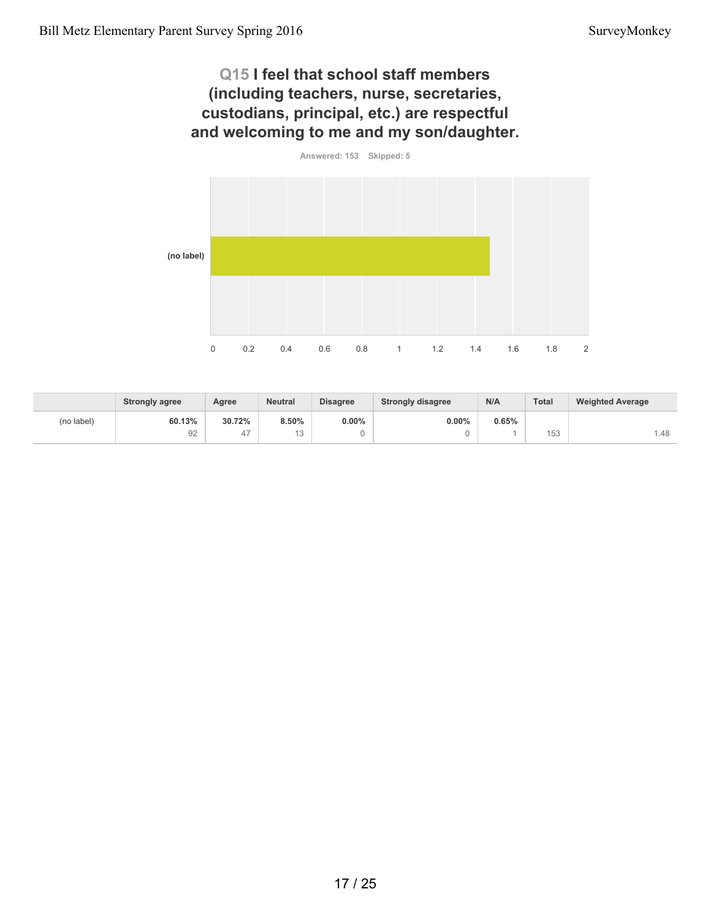## Q15 I feel that school staff members (including teachers, nurse, secretaries, custodians, principal, etc.) are respectful and welcoming to me and my son/daughter.

Answered: 153 Skipped: 5

(no label)

0 0.2 0.4 0.6 0.8 1 1.2 1.4 1.6 1.8 2

| | Strongly agree | Agree | Neutral | Disagree | Strongly disagree | N/A | Total | Weighted Average |
|---|---|---|---|---|---|---|---|---|
| (no label) | **60.13%**<br>92 | **30.72%**<br>47 | **8.50%**<br>13 | **0.00%**<br>0 | **0.00%**<br>0 | **0.65%**<br>1 | 153 | 1.48 |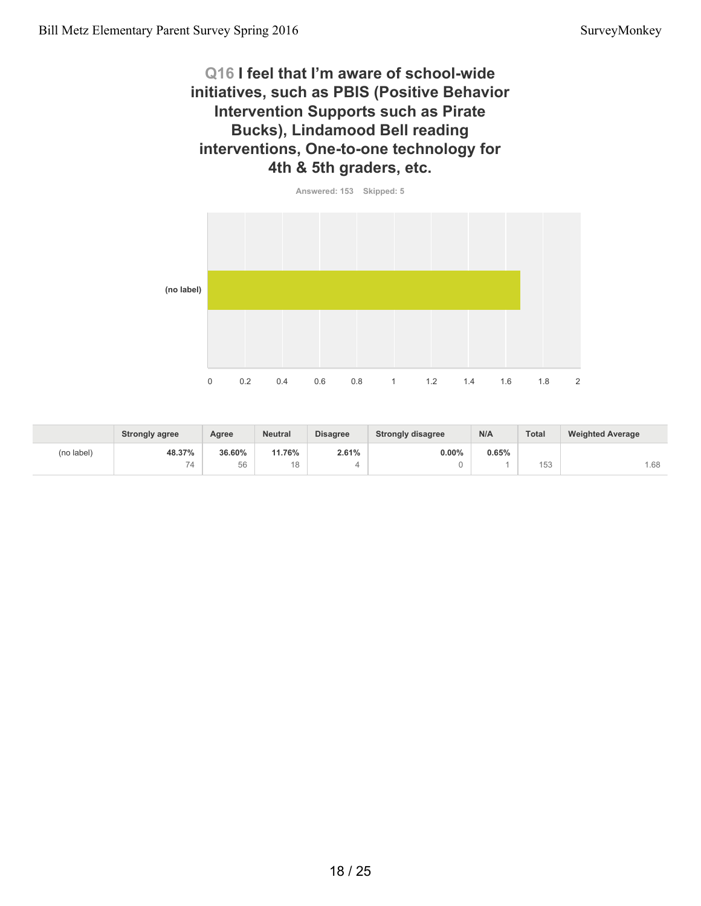## Q16 I feel that I'm aware of school-wide initiatives, such as PBIS (Positive Behavior Intervention Supports such as Pirate Bucks), Lindamood Bell reading interventions, One-to-one technology for 4th & 5th graders, etc.

Answered: 153 Skipped: 5

|  | Strongly agree | Agree | Neutral | Disagree | Strongly disagree | N/A | Total | Weighted Average |
|---|---|---|---|---|---|---|---|---|
| (no label) | **48.37%** 74 | **36.60%** 56 | **11.76%** 18 | **2.61%** 4 | **0.00%** 0 | **0.65%** 1 | 153 | 1.68 |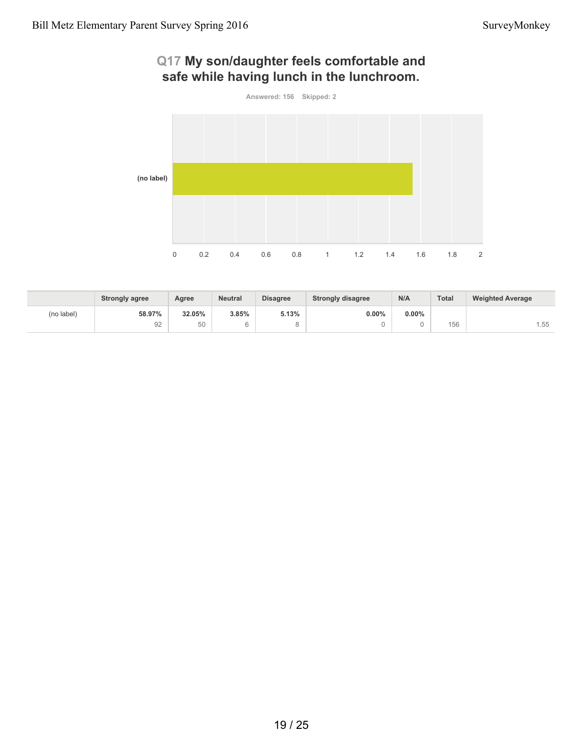## Q17 My son/daughter feels comfortable and safe while having lunch in the lunchroom.

Answered: 156 Skipped: 2

| | Strongly agree | Agree | Neutral | Disagree | Strongly disagree | N/A | Total | Weighted Average |
|---|---|---|---|---|---|---|---|---|
| (no label) | 58.97% 92 | 32.05% 50 | 3.85% 6 | 5.13% 8 | 0.00% 0 | 0.00% 0 | 156 | 1.55 |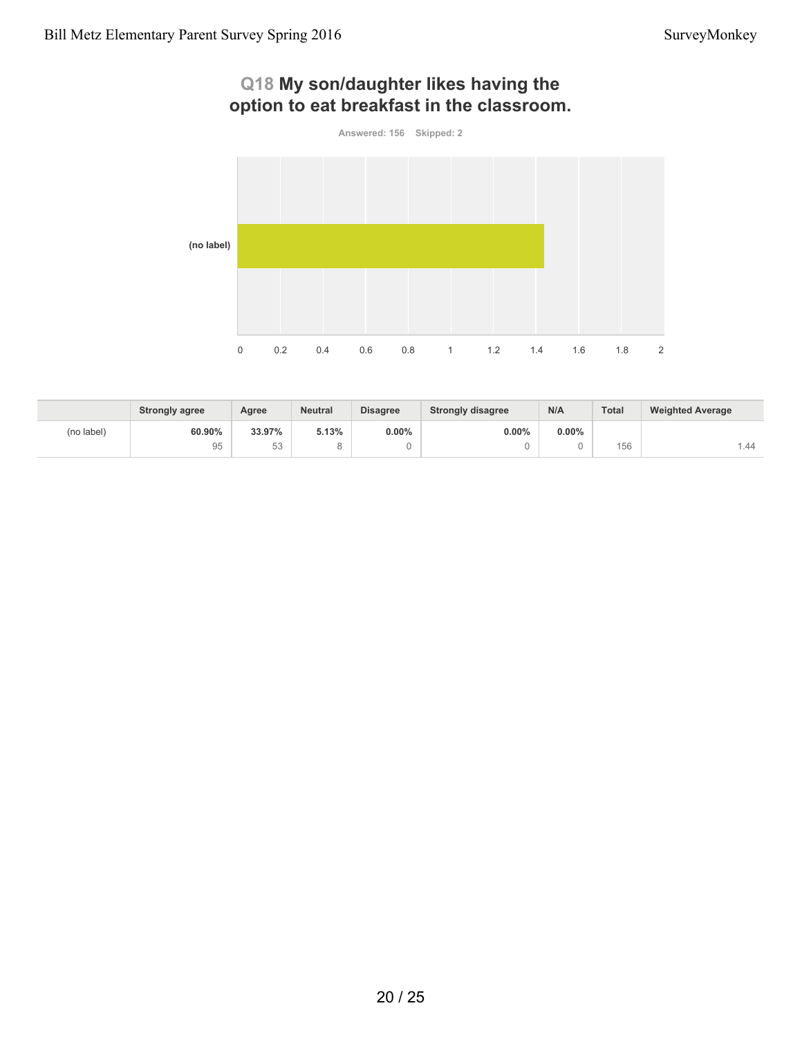## Q18 My son/daughter likes having the option to eat breakfast in the classroom.

Answered: 156 Skipped: 2

(no label)

0 0.2 0.4 0.6 0.8 1 1.2 1.4 1.6 1.8 2

| | Strongly agree | Agree | Neutral | Disagree | Strongly disagree | N/A | Total | Weighted Average |
|---|---|---|---|---|---|---|---|---|
| (no label) | **60.90%** 95 | **33.97%** 53 | **5.13%** 8 | **0.00%** 0 | **0.00%** 0 | **0.00%** 0 | 156 | 1.44 |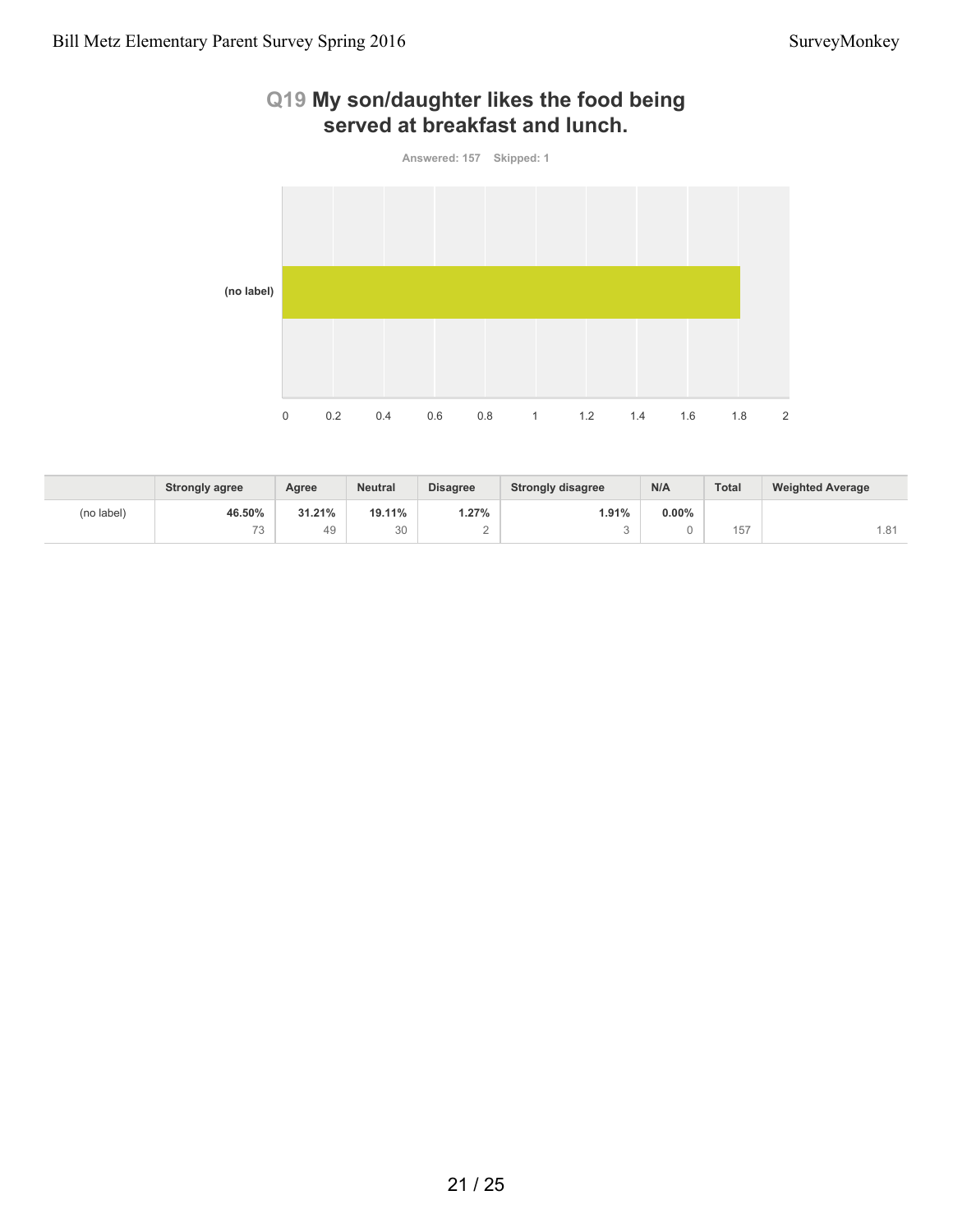## Q19 My son/daughter likes the food being served at breakfast and lunch.

Answered: 157 Skipped: 1

(no label)

0 0.2 0.4 0.6 0.8 1 1.2 1.4 1.6 1.8 2

| | Strongly agree | Agree | Neutral | Disagree | Strongly disagree | N/A | Total | Weighted Average |
|---|---|---|---|---|---|---|---|---|
| (no label) | **46.50%** 73 | **31.21%** 49 | **19.11%** 30 | **1.27%** 2 | **1.91%** 3 | **0.00%** 0 | 157 | 1.81 |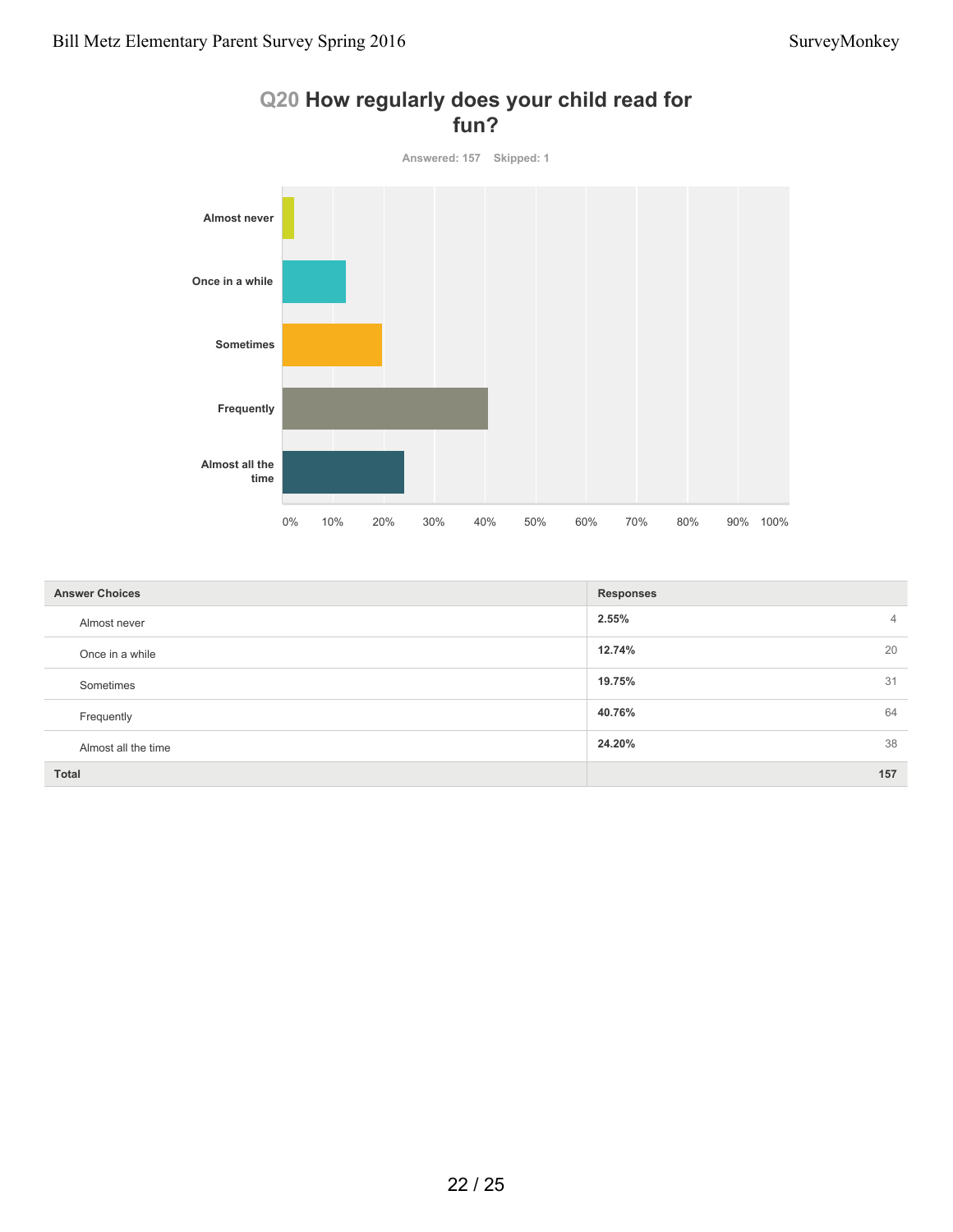## Q20 How regularly does your child read for fun?

Answered: 157 Skipped: 1

| Answer Choices | Responses | |
|---|---|---|
| Almost never | 2.55% | 4 |
| Once in a while | 12.74% | 20 |
| Sometimes | 19.75% | 31 |
| Frequently | 40.76% | 64 |
| Almost all the time | 24.20% | 38 |
| **Total** | | **157** |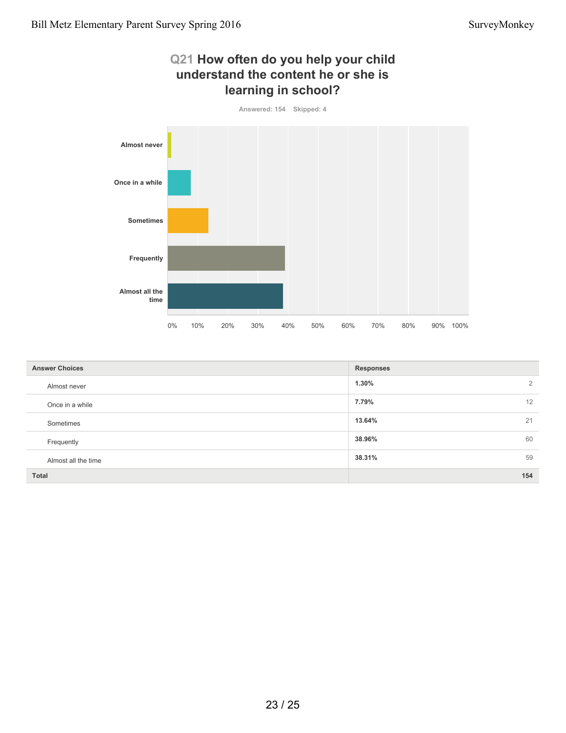## Q21 How often do you help your child understand the content he or she is learning in school?

Answered: 154 Skipped: 4

| Answer Choices | Responses | |
|---|---|---|
| Almost never | 1.30% | 2 |
| Once in a while | 7.79% | 12 |
| Sometimes | 13.64% | 21 |
| Frequently | 38.96% | 60 |
| Almost all the time | 38.31% | 59 |
| **Total** | | **154** |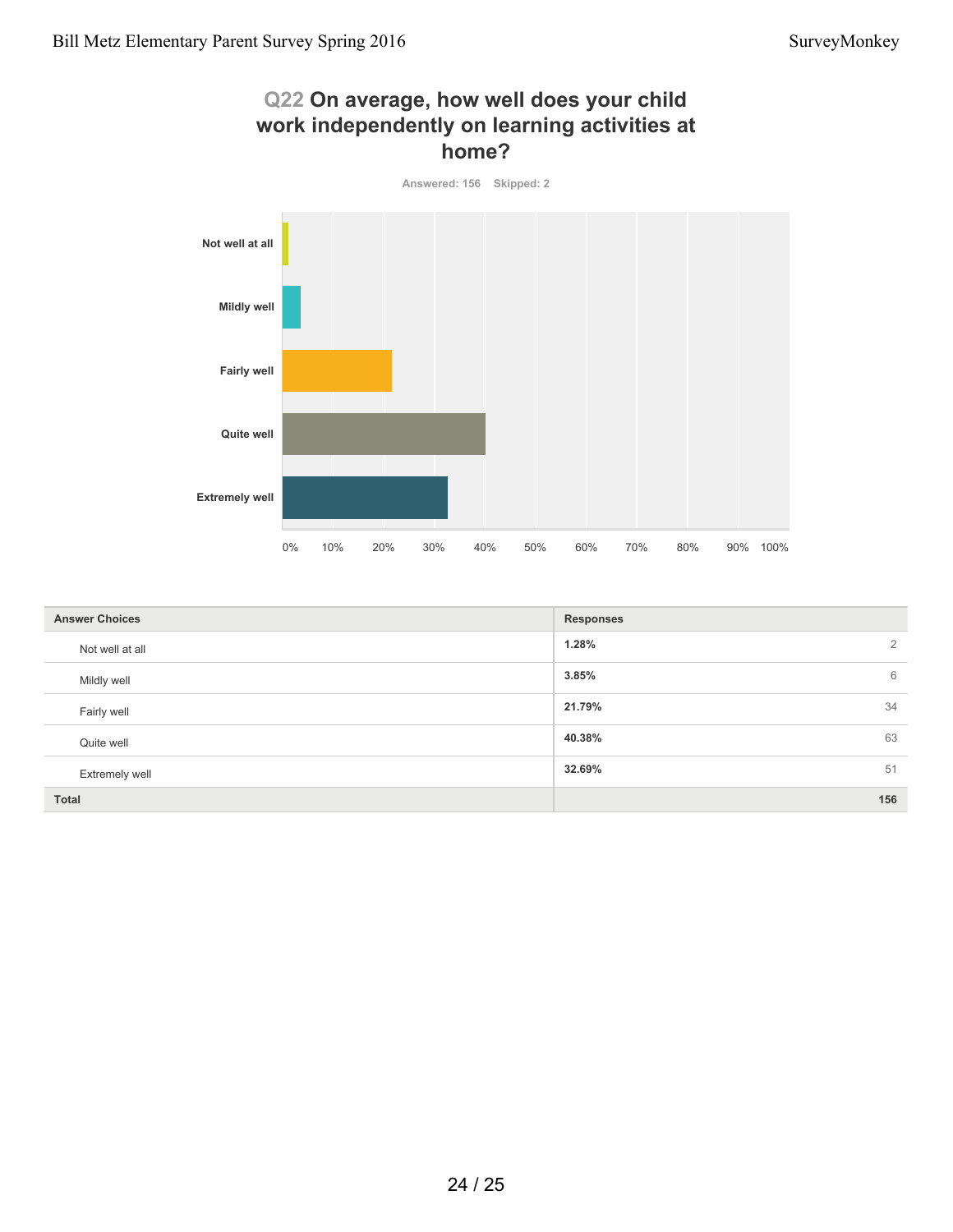## Q22 On average, how well does your child work independently on learning activities at home?

Answered: 156 Skipped: 2

Not well at all

Mildly well

Fairly well

Quite well

Extremely well

0% 10% 20% 30% 40% 50% 60% 70% 80% 90% 100%

| Answer Choices | Responses | |
|---|---|---|
| Not well at all | **1.28%** | 2 |
| Mildly well | **3.85%** | 6 |
| Fairly well | **21.79%** | 34 |
| Quite well | **40.38%** | 63 |
| Extremely well | **32.69%** | 51 |
| **Total** | | **156** |